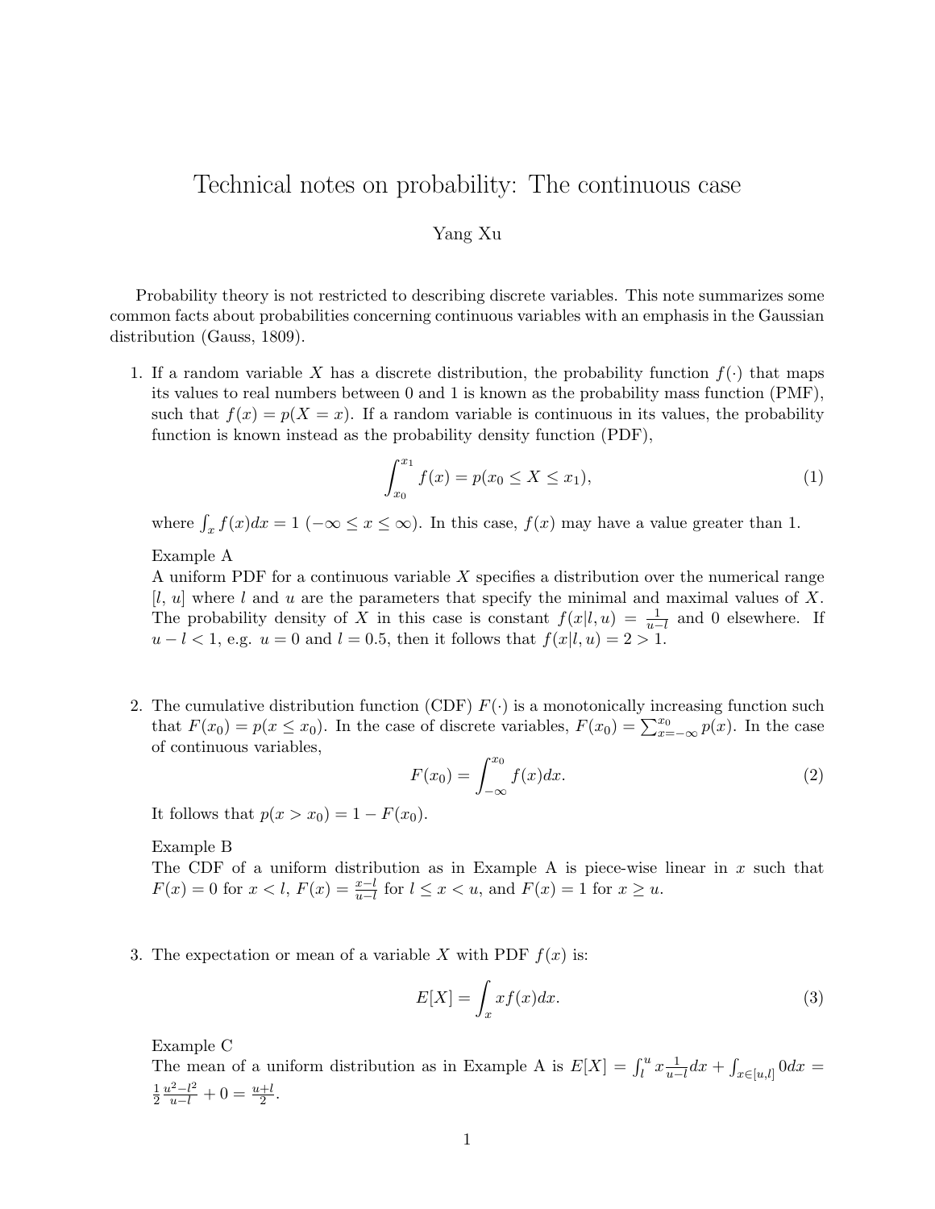# Technical notes on probability: The continuous case

Yang Xu

Probability theory is not restricted to describing discrete variables. This note summarizes some common facts about probabilities concerning continuous variables with an emphasis in the Gaussian distribution (Gauss, 1809).

1. If a random variable $X$ has a discrete distribution, the probability function $f(\cdot)$ that maps its values to real numbers between 0 and 1 is known as the probability mass function (PMF), such that $f(x) = p(X = x)$. If a random variable is continuous in its values, the probability function is known instead as the probability density function (PDF),

$$\int_{x_0}^{x_1} f(x) = p(x_0 \leq X \leq x_1), \tag{1}$$

   where $\int_x f(x)dx = 1$ $(-\infty \leq x \leq \infty)$. In this case, $f(x)$ may have a value greater than 1.

   Example A
   A uniform PDF for a continuous variable $X$ specifies a distribution over the numerical range $[l,\, u]$ where $l$ and $u$ are the parameters that specify the minimal and maximal values of $X$. The probability density of $X$ in this case is constant $f(x|l,u) = \frac{1}{u-l}$ and 0 elsewhere. If $u - l < 1$, e.g. $u = 0$ and $l = 0.5$, then it follows that $f(x|l,u) = 2 > 1$.

2. The cumulative distribution function (CDF) $F(\cdot)$ is a monotonically increasing function such that $F(x_0) = p(x \leq x_0)$. In the case of discrete variables, $F(x_0) = \sum_{x=-\infty}^{x_0} p(x)$. In the case of continuous variables,

$$F(x_0) = \int_{-\infty}^{x_0} f(x)dx. \tag{2}$$

   It follows that $p(x > x_0) = 1 - F(x_0)$.

   Example B
   The CDF of a uniform distribution as in Example A is piece-wise linear in $x$ such that $F(x) = 0$ for $x < l$, $F(x) = \frac{x-l}{u-l}$ for $l \leq x < u$, and $F(x) = 1$ for $x \geq u$.

3. The expectation or mean of a variable $X$ with PDF $f(x)$ is:

$$E[X] = \int_x x f(x)dx. \tag{3}$$

   Example C
   The mean of a uniform distribution as in Example A is $E[X] = \int_l^u x \frac{1}{u-l} dx + \int_{x \in [u,l]} 0 dx = \frac{1}{2}\frac{u^2 - l^2}{u-l} + 0 = \frac{u+l}{2}$.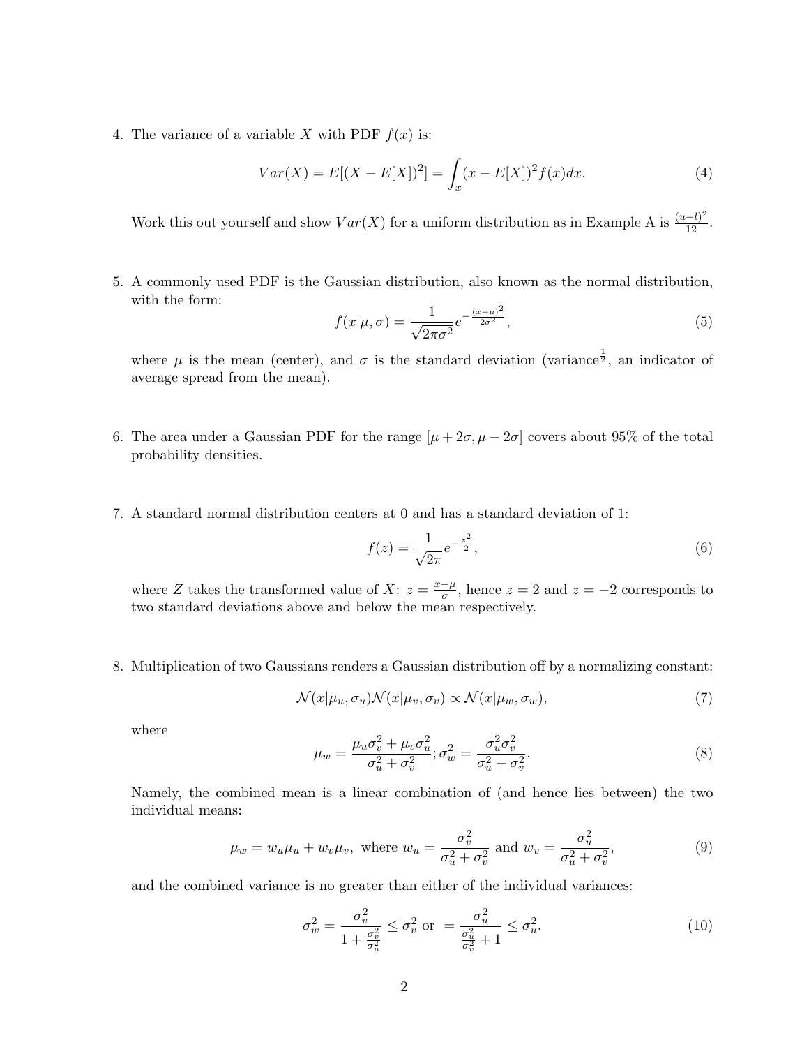4. The variance of a variable $X$ with PDF $f(x)$ is:

$$Var(X) = E[(X - E[X])^2] = \int_x (x - E[X])^2 f(x)dx. \tag{4}$$

   Work this out yourself and show $Var(X)$ for a uniform distribution as in Example A is $\frac{(u-l)^2}{12}$.

5. A commonly used PDF is the Gaussian distribution, also known as the normal distribution, with the form:

$$f(x|\mu, \sigma) = \frac{1}{\sqrt{2\pi\sigma^2}} e^{-\frac{(x-\mu)^2}{2\sigma^2}}, \tag{5}$$

   where $\mu$ is the mean (center), and $\sigma$ is the standard deviation (variance$^{\frac{1}{2}}$, an indicator of average spread from the mean).

6. The area under a Gaussian PDF for the range $[\mu + 2\sigma, \mu - 2\sigma]$ covers about 95% of the total probability densities.

7. A standard normal distribution centers at 0 and has a standard deviation of 1:

$$f(z) = \frac{1}{\sqrt{2\pi}} e^{-\frac{z^2}{2}}, \tag{6}$$

   where $Z$ takes the transformed value of $X$: $z = \frac{x-\mu}{\sigma}$, hence $z = 2$ and $z = -2$ corresponds to two standard deviations above and below the mean respectively.

8. Multiplication of two Gaussians renders a Gaussian distribution off by a normalizing constant:

$$\mathcal{N}(x|\mu_u, \sigma_u)\mathcal{N}(x|\mu_v, \sigma_v) \propto \mathcal{N}(x|\mu_w, \sigma_w), \tag{7}$$

   where

$$\mu_w = \frac{\mu_u \sigma_v^2 + \mu_v \sigma_u^2}{\sigma_u^2 + \sigma_v^2}; \sigma_w^2 = \frac{\sigma_u^2 \sigma_v^2}{\sigma_u^2 + \sigma_v^2}. \tag{8}$$

   Namely, the combined mean is a linear combination of (and hence lies between) the two individual means:

$$\mu_w = w_u \mu_u + w_v \mu_v, \text{ where } w_u = \frac{\sigma_v^2}{\sigma_u^2 + \sigma_v^2} \text{ and } w_v = \frac{\sigma_u^2}{\sigma_u^2 + \sigma_v^2}, \tag{9}$$

   and the combined variance is no greater than either of the individual variances:

$$\sigma_w^2 = \frac{\sigma_v^2}{1 + \frac{\sigma_v^2}{\sigma_u^2}} \leq \sigma_v^2 \text{ or } = \frac{\sigma_u^2}{\frac{\sigma_u^2}{\sigma_v^2} + 1} \leq \sigma_u^2. \tag{10}$$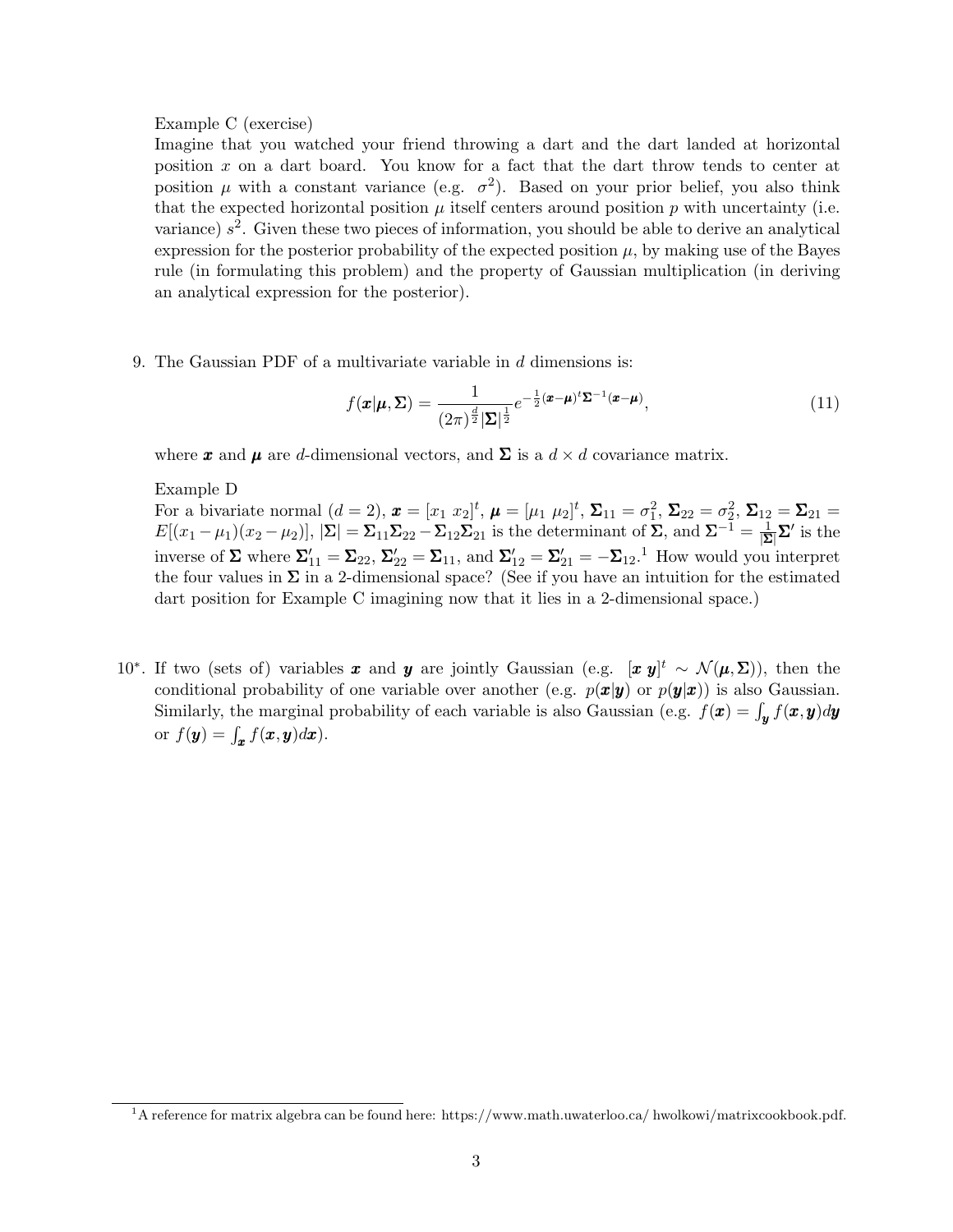Example C (exercise)

Imagine that you watched your friend throwing a dart and the dart landed at horizontal position $x$ on a dart board. You know for a fact that the dart throw tends to center at position $\mu$ with a constant variance (e.g. $\sigma^2$). Based on your prior belief, you also think that the expected horizontal position $\mu$ itself centers around position $p$ with uncertainty (i.e. variance) $s^2$. Given these two pieces of information, you should be able to derive an analytical expression for the posterior probability of the expected position $\mu$, by making use of the Bayes rule (in formulating this problem) and the property of Gaussian multiplication (in deriving an analytical expression for the posterior).

9. The Gaussian PDF of a multivariate variable in $d$ dimensions is:

$$f(\boldsymbol{x}|\boldsymbol{\mu}, \boldsymbol{\Sigma}) = \frac{1}{(2\pi)^{\frac{d}{2}}|\boldsymbol{\Sigma}|^{\frac{1}{2}}} e^{-\frac{1}{2}(\boldsymbol{x}-\boldsymbol{\mu})^t \boldsymbol{\Sigma}^{-1}(\boldsymbol{x}-\boldsymbol{\mu})}, \tag{11}$$

where $\boldsymbol{x}$ and $\boldsymbol{\mu}$ are $d$-dimensional vectors, and $\boldsymbol{\Sigma}$ is a $d \times d$ covariance matrix.

Example D

For a bivariate normal ($d = 2$), $\boldsymbol{x} = [x_1 \ x_2]^t$, $\boldsymbol{\mu} = [\mu_1 \ \mu_2]^t$, $\boldsymbol{\Sigma}_{11} = \sigma_1^2$, $\boldsymbol{\Sigma}_{22} = \sigma_2^2$, $\boldsymbol{\Sigma}_{12} = \boldsymbol{\Sigma}_{21} = E[(x_1 - \mu_1)(x_2 - \mu_2)]$, $|\boldsymbol{\Sigma}| = \boldsymbol{\Sigma}_{11}\boldsymbol{\Sigma}_{22} - \boldsymbol{\Sigma}_{12}\boldsymbol{\Sigma}_{21}$ is the determinant of $\boldsymbol{\Sigma}$, and $\boldsymbol{\Sigma}^{-1} = \frac{1}{|\boldsymbol{\Sigma}|}\boldsymbol{\Sigma}'$ is the inverse of $\boldsymbol{\Sigma}$ where $\boldsymbol{\Sigma}'_{11} = \boldsymbol{\Sigma}_{22}$, $\boldsymbol{\Sigma}'_{22} = \boldsymbol{\Sigma}_{11}$, and $\boldsymbol{\Sigma}'_{12} = \boldsymbol{\Sigma}'_{21} = -\boldsymbol{\Sigma}_{12}$.[1] How would you interpret the four values in $\boldsymbol{\Sigma}$ in a 2-dimensional space? (See if you have an intuition for the estimated dart position for Example C imagining now that it lies in a 2-dimensional space.)

10*. If two (sets of) variables $\boldsymbol{x}$ and $\boldsymbol{y}$ are jointly Gaussian (e.g. $[\boldsymbol{x} \ \boldsymbol{y}]^t \sim \mathcal{N}(\boldsymbol{\mu}, \boldsymbol{\Sigma})$), then the conditional probability of one variable over another (e.g. $p(\boldsymbol{x}|\boldsymbol{y})$ or $p(\boldsymbol{y}|\boldsymbol{x})$) is also Gaussian. Similarly, the marginal probability of each variable is also Gaussian (e.g. $f(\boldsymbol{x}) = \int_{\boldsymbol{y}} f(\boldsymbol{x}, \boldsymbol{y}) d\boldsymbol{y}$ or $f(\boldsymbol{y}) = \int_{\boldsymbol{x}} f(\boldsymbol{x}, \boldsymbol{y}) d\boldsymbol{x}$).

[1] A reference for matrix algebra can be found here: https://www.math.uwaterloo.ca/ hwolkowi/matrixcookbook.pdf.